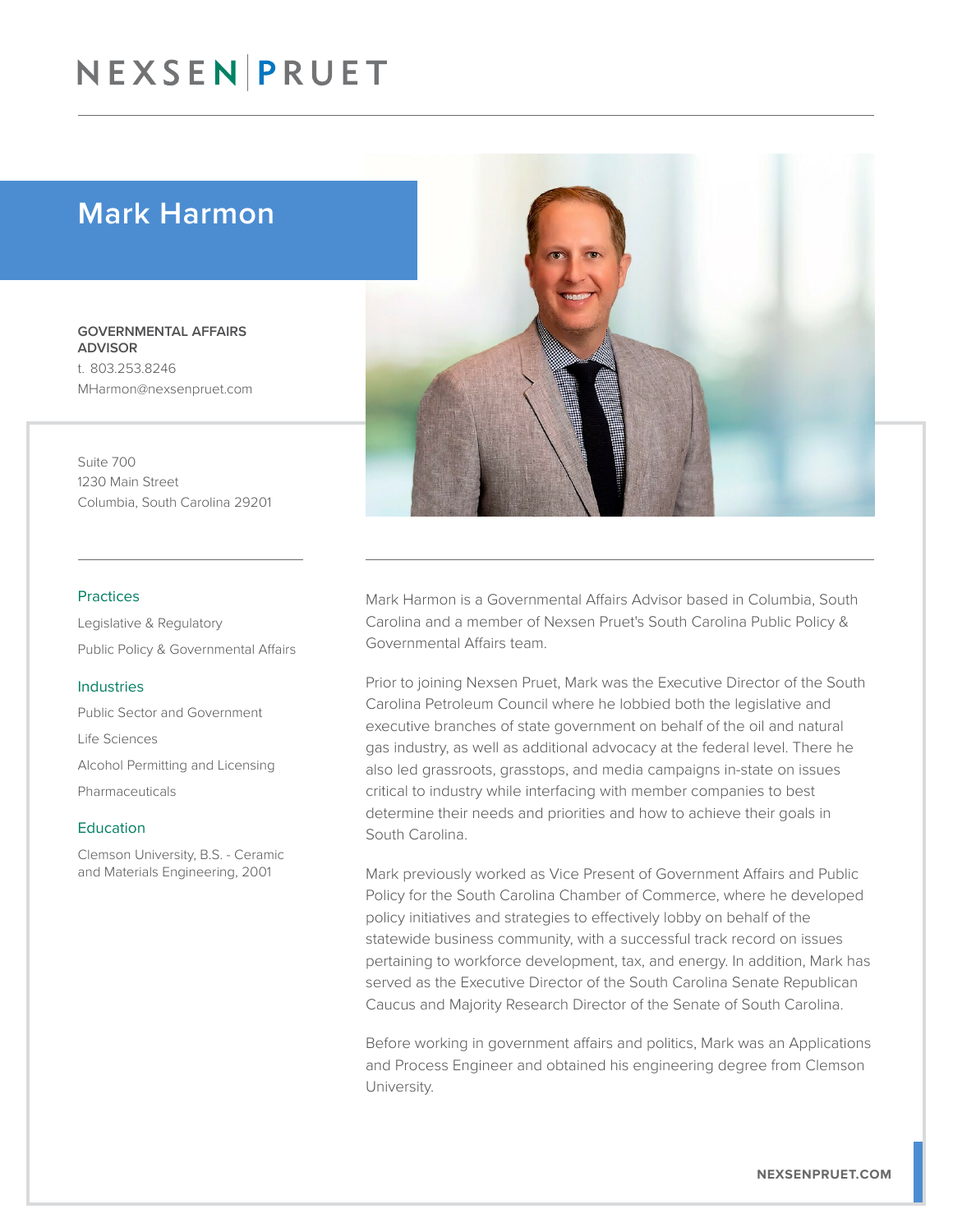# Mark Harmon

**GOVERNMENTAL AFFAIRS ADVISOR**
t. 803.253.8246
MHarmon@nexsenpruet.com

Suite 700
1230 Main Street
Columbia, South Carolina 29201

### Practices

Legislative & Regulatory

Public Policy & Governmental Affairs

### Industries

Public Sector and Government

Life Sciences

Alcohol Permitting and Licensing

Pharmaceuticals

### Education

Clemson University, B.S. - Ceramic and Materials Engineering, 2001

Mark Harmon is a Governmental Affairs Advisor based in Columbia, South Carolina and a member of Nexsen Pruet's South Carolina Public Policy & Governmental Affairs team.

Prior to joining Nexsen Pruet, Mark was the Executive Director of the South Carolina Petroleum Council where he lobbied both the legislative and executive branches of state government on behalf of the oil and natural gas industry, as well as additional advocacy at the federal level. There he also led grassroots, grasstops, and media campaigns in-state on issues critical to industry while interfacing with member companies to best determine their needs and priorities and how to achieve their goals in South Carolina.

Mark previously worked as Vice Present of Government Affairs and Public Policy for the South Carolina Chamber of Commerce, where he developed policy initiatives and strategies to effectively lobby on behalf of the statewide business community, with a successful track record on issues pertaining to workforce development, tax, and energy. In addition, Mark has served as the Executive Director of the South Carolina Senate Republican Caucus and Majority Research Director of the Senate of South Carolina.

Before working in government affairs and politics, Mark was an Applications and Process Engineer and obtained his engineering degree from Clemson University.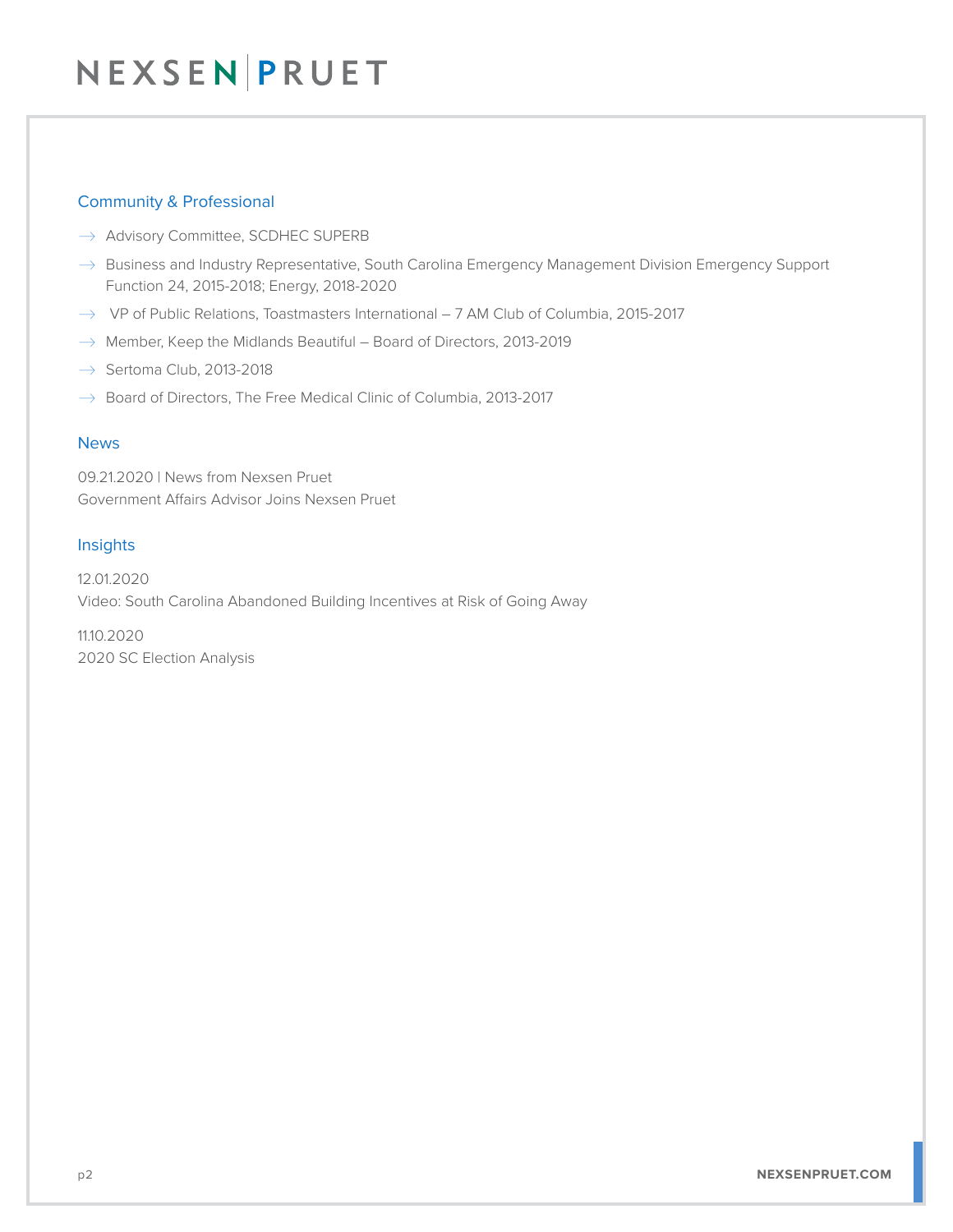## Community & Professional

- Advisory Committee, SCDHEC SUPERB
- Business and Industry Representative, South Carolina Emergency Management Division Emergency Support Function 24, 2015-2018; Energy, 2018-2020
- VP of Public Relations, Toastmasters International – 7 AM Club of Columbia, 2015-2017
- Member, Keep the Midlands Beautiful – Board of Directors, 2013-2019
- Sertoma Club, 2013-2018
- Board of Directors, The Free Medical Clinic of Columbia, 2013-2017

## News

09.21.2020 | News from Nexsen Pruet
Government Affairs Advisor Joins Nexsen Pruet

## Insights

12.01.2020
Video: South Carolina Abandoned Building Incentives at Risk of Going Away

11.10.2020
2020 SC Election Analysis